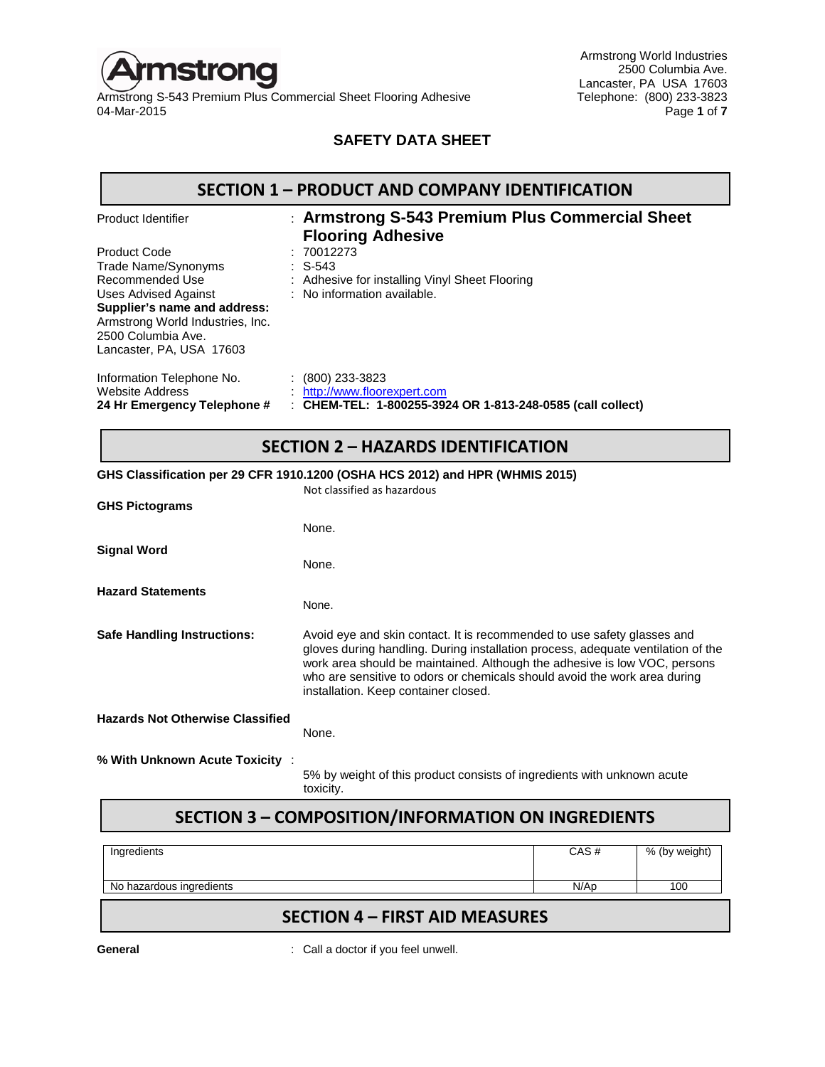# SAFETY DATA SHEET

## SECTION 1 – PRODUCT AND COMPANY IDENTIFICATION

**Product Identifier** : **Armstrong S-543 Premium Plus Commercial Sheet Flooring Adhesive**

Product Code : 70012273

Trade Name/Synonyms : S-543

Recommended Use : Adhesive for installing Vinyl Sheet Flooring

Uses Advised Against : No information available.

**Supplier's name and address:**
Armstrong World Industries, Inc.
2500 Columbia Ave.
Lancaster, PA, USA 17603

Information Telephone No. : (800) 233-3823

Website Address : http://www.floorexpert.com

**24 Hr Emergency Telephone #** : **CHEM-TEL: 1-800255-3924 OR 1-813-248-0585 (call collect)**

## SECTION 2 – HAZARDS IDENTIFICATION

**GHS Classification per 29 CFR 1910.1200 (OSHA HCS 2012) and HPR (WHMIS 2015)**

Not classified as hazardous

**GHS Pictograms**

None.

**Signal Word**

None.

**Hazard Statements**

None.

**Safe Handling Instructions:**

Avoid eye and skin contact. It is recommended to use safety glasses and gloves during handling. During installation process, adequate ventilation of the work area should be maintained. Although the adhesive is low VOC, persons who are sensitive to odors or chemicals should avoid the work area during installation. Keep container closed.

**Hazards Not Otherwise Classified**

None.

**% With Unknown Acute Toxicity** :

5% by weight of this product consists of ingredients with unknown acute toxicity.

## SECTION 3 – COMPOSITION/INFORMATION ON INGREDIENTS

| Ingredients | CAS # | % (by weight) |
|---|---|---|
| No hazardous ingredients | N/Ap | 100 |

## SECTION 4 – FIRST AID MEASURES

**General** : Call a doctor if you feel unwell.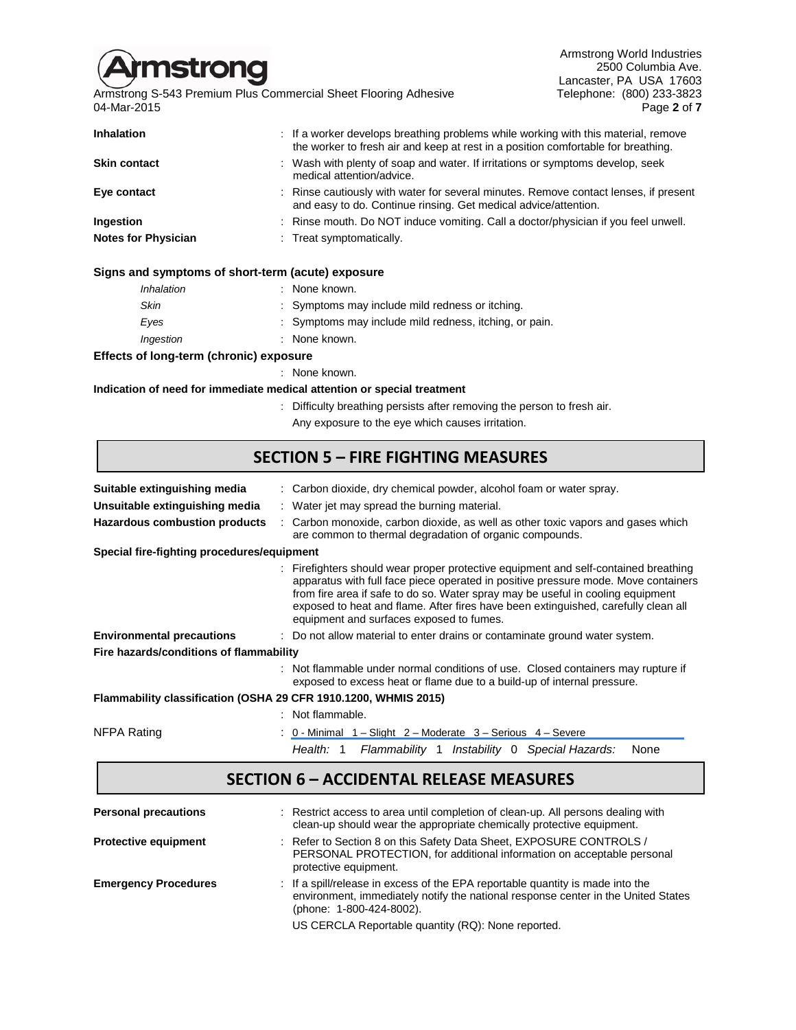| | |
|---|---|
| **Inhalation** | : If a worker develops breathing problems while working with this material, remove the worker to fresh air and keep at rest in a position comfortable for breathing. |
| **Skin contact** | : Wash with plenty of soap and water. If irritations or symptoms develop, seek medical attention/advice. |
| **Eye contact** | : Rinse cautiously with water for several minutes. Remove contact lenses, if present and easy to do. Continue rinsing. Get medical advice/attention. |
| **Ingestion** | : Rinse mouth. Do NOT induce vomiting. Call a doctor/physician if you feel unwell. |
| **Notes for Physician** | : Treat symptomatically. |

**Signs and symptoms of short-term (acute) exposure**

| | |
|---|---|
| *Inhalation* | : None known. |
| *Skin* | : Symptoms may include mild redness or itching. |
| *Eyes* | : Symptoms may include mild redness, itching, or pain. |
| *Ingestion* | : None known. |

**Effects of long-term (chronic) exposure**

: None known.

**Indication of need for immediate medical attention or special treatment**

: Difficulty breathing persists after removing the person to fresh air.

Any exposure to the eye which causes irritation.

## SECTION 5 – FIRE FIGHTING MEASURES

| | |
|---|---|
| **Suitable extinguishing media** | : Carbon dioxide, dry chemical powder, alcohol foam or water spray. |
| **Unsuitable extinguishing media** | : Water jet may spread the burning material. |
| **Hazardous combustion products** | : Carbon monoxide, carbon dioxide, as well as other toxic vapors and gases which are common to thermal degradation of organic compounds. |

**Special fire-fighting procedures/equipment**

: Firefighters should wear proper protective equipment and self-contained breathing apparatus with full face piece operated in positive pressure mode. Move containers from fire area if safe to do so. Water spray may be useful in cooling equipment exposed to heat and flame. After fires have been extinguished, carefully clean all equipment and surfaces exposed to fumes.

**Environmental precautions** : Do not allow material to enter drains or contaminate ground water system.

**Fire hazards/conditions of flammability**

: Not flammable under normal conditions of use. Closed containers may rupture if exposed to excess heat or flame due to a build-up of internal pressure.

**Flammability classification (OSHA 29 CFR 1910.1200, WHMIS 2015)**

: Not flammable.

NFPA Rating : 0 - Minimal 1 – Slight 2 – Moderate 3 – Serious 4 – Severe

*Health:* 1 *Flammability* 1 *Instability* 0 *Special Hazards:* None

## SECTION 6 – ACCIDENTAL RELEASE MEASURES

| | |
|---|---|
| **Personal precautions** | : Restrict access to area until completion of clean-up. All persons dealing with clean-up should wear the appropriate chemically protective equipment. |
| **Protective equipment** | : Refer to Section 8 on this Safety Data Sheet, EXPOSURE CONTROLS / PERSONAL PROTECTION, for additional information on acceptable personal protective equipment. |
| **Emergency Procedures** | : If a spill/release in excess of the EPA reportable quantity is made into the environment, immediately notify the national response center in the United States (phone: 1-800-424-8002).<br>US CERCLA Reportable quantity (RQ): None reported. |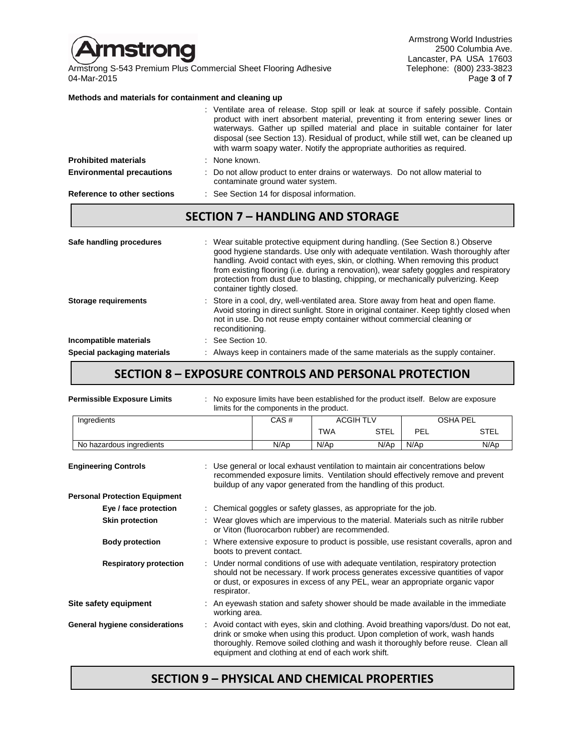**Methods and materials for containment and cleaning up**

: Ventilate area of release. Stop spill or leak at source if safely possible. Contain product with inert absorbent material, preventing it from entering sewer lines or waterways. Gather up spilled material and place in suitable container for later disposal (see Section 13). Residual of product, while still wet, can be cleaned up with warm soapy water. Notify the appropriate authorities as required.

**Prohibited materials** : None known.

**Environmental precautions** : Do not allow product to enter drains or waterways. Do not allow material to contaminate ground water system.

**Reference to other sections** : See Section 14 for disposal information.

## SECTION 7 – HANDLING AND STORAGE

**Safe handling procedures** : Wear suitable protective equipment during handling. (See Section 8.) Observe good hygiene standards. Use only with adequate ventilation. Wash thoroughly after handling. Avoid contact with eyes, skin, or clothing. When removing this product from existing flooring (i.e. during a renovation), wear safety goggles and respiratory protection from dust due to blasting, chipping, or mechanically pulverizing. Keep container tightly closed.

**Storage requirements** : Store in a cool, dry, well-ventilated area. Store away from heat and open flame. Avoid storing in direct sunlight. Store in original container. Keep tightly closed when not in use. Do not reuse empty container without commercial cleaning or reconditioning.

**Incompatible materials** : See Section 10.

**Special packaging materials** : Always keep in containers made of the same materials as the supply container.

## SECTION 8 – EXPOSURE CONTROLS AND PERSONAL PROTECTION

**Permissible Exposure Limits** : No exposure limits have been established for the product itself. Below are exposure limits for the components in the product.

| Ingredients | CAS # | ACGIH TLV | | OSHA PEL | |
|---|---|---|---|---|---|
| | | TWA | STEL | PEL | STEL |
| No hazardous ingredients | N/Ap | N/Ap | N/Ap | N/Ap | N/Ap |

**Engineering Controls** : Use general or local exhaust ventilation to maintain air concentrations below recommended exposure limits. Ventilation should effectively remove and prevent buildup of any vapor generated from the handling of this product.

**Personal Protection Equipment**

- **Eye / face protection** : Chemical goggles or safety glasses, as appropriate for the job.
- **Skin protection** : Wear gloves which are impervious to the material. Materials such as nitrile rubber or Viton (fluorocarbon rubber) are recommended.
- **Body protection** : Where extensive exposure to product is possible, use resistant coveralls, apron and boots to prevent contact.
- **Respiratory protection** : Under normal conditions of use with adequate ventilation, respiratory protection should not be necessary. If work process generates excessive quantities of vapor or dust, or exposures in excess of any PEL, wear an appropriate organic vapor respirator.

**Site safety equipment** : An eyewash station and safety shower should be made available in the immediate working area.

**General hygiene considerations** : Avoid contact with eyes, skin and clothing. Avoid breathing vapors/dust. Do not eat, drink or smoke when using this product. Upon completion of work, wash hands thoroughly. Remove soiled clothing and wash it thoroughly before reuse. Clean all equipment and clothing at end of each work shift.

## SECTION 9 – PHYSICAL AND CHEMICAL PROPERTIES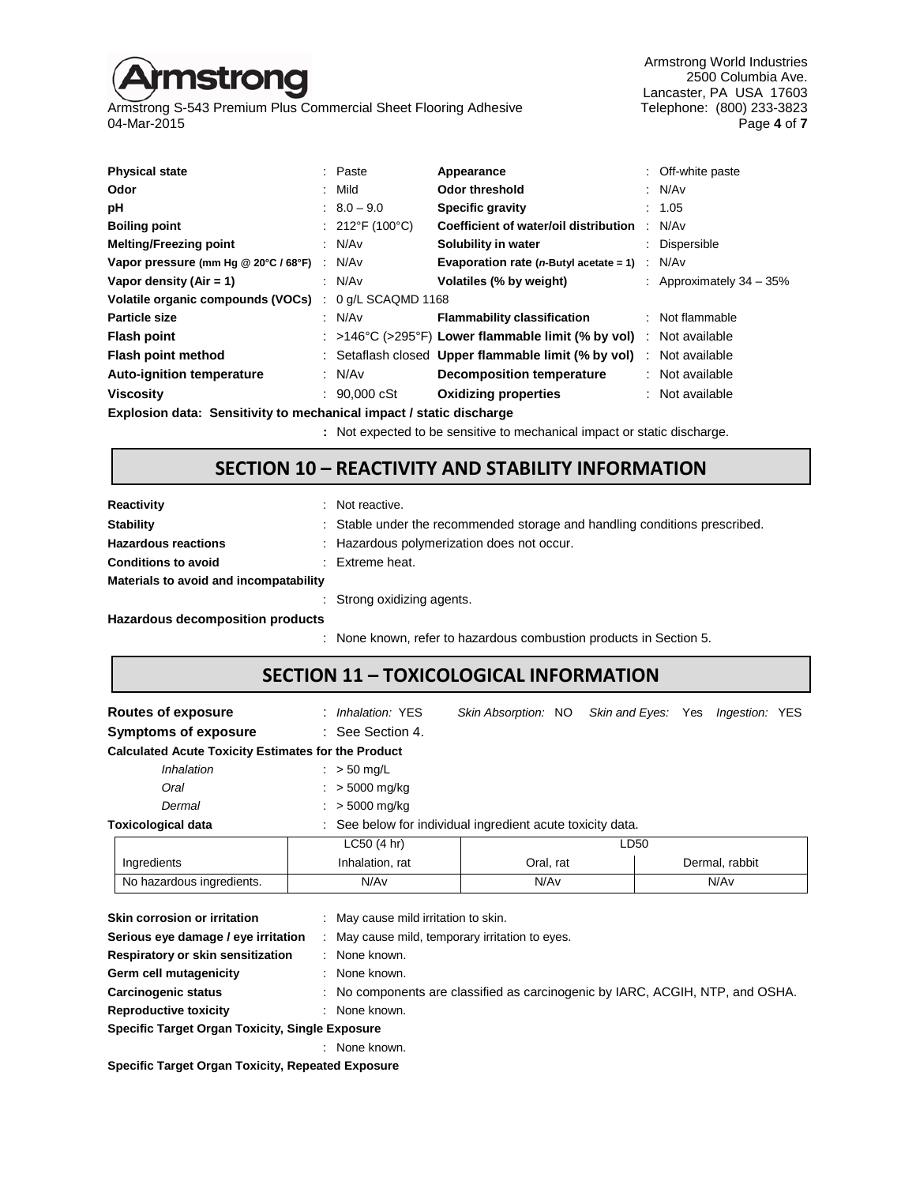| Property | | Value | Property | | Value |
|---|---|---|---|---|---|
| **Physical state** | : | Paste | **Appearance** | : | Off-white paste |
| **Odor** | : | Mild | **Odor threshold** | : | N/Av |
| **pH** | : | 8.0 – 9.0 | **Specific gravity** | : | 1.05 |
| **Boiling point** | : | 212°F (100°C) | **Coefficient of water/oil distribution** | : | N/Av |
| **Melting/Freezing point** | : | N/Av | **Solubility in water** | : | Dispersible |
| **Vapor pressure** (mm Hg @ 20°C / 68°F) | : | N/Av | **Evaporation rate** (*n*-Butyl acetate = 1) | : | N/Av |
| **Vapor density (Air = 1)** | : | N/Av | **Volatiles (% by weight)** | : | Approximately 34 – 35% |
| **Volatile organic compounds (VOCs)** | : | 0 g/L SCAQMD 1168 | | | |
| **Particle size** | : | N/Av | **Flammability classification** | : | Not flammable |
| **Flash point** | : | >146°C (>295°F) | **Lower flammable limit (% by vol)** | : | Not available |
| **Flash point method** | : | Setaflash closed | **Upper flammable limit (% by vol)** | : | Not available |
| **Auto-ignition temperature** | : | N/Av | **Decomposition temperature** | : | Not available |
| **Viscosity** | : | 90,000 cSt | **Oxidizing properties** | : | Not available |

**Explosion data: Sensitivity to mechanical impact / static discharge**

: Not expected to be sensitive to mechanical impact or static discharge.

## SECTION 10 – REACTIVITY AND STABILITY INFORMATION

**Reactivity** : Not reactive.

**Stability** : Stable under the recommended storage and handling conditions prescribed.

**Hazardous reactions** : Hazardous polymerization does not occur.

**Conditions to avoid** : Extreme heat.

**Materials to avoid and incompatability**

: Strong oxidizing agents.

**Hazardous decomposition products**

: None known, refer to hazardous combustion products in Section 5.

## SECTION 11 – TOXICOLOGICAL INFORMATION

**Routes of exposure** : *Inhalation:* YES *Skin Absorption:* NO *Skin and Eyes:* Yes *Ingestion:* YES

**Symptoms of exposure** : See Section 4.

**Calculated Acute Toxicity Estimates for the Product**

- *Inhalation* : > 50 mg/L
- *Oral* : > 5000 mg/kg
- *Dermal* : > 5000 mg/kg

**Toxicological data** : See below for individual ingredient acute toxicity data.

| | LC50 (4 hr) | LD50 | |
|---|---|---|---|
| Ingredients | Inhalation, rat | Oral, rat | Dermal, rabbit |
| No hazardous ingredients. | N/Av | N/Av | N/Av |

**Skin corrosion or irritation** : May cause mild irritation to skin.

**Serious eye damage / eye irritation** : May cause mild, temporary irritation to eyes.

**Respiratory or skin sensitization** : None known.

**Germ cell mutagenicity** : None known.

**Carcinogenic status** : No components are classified as carcinogenic by IARC, ACGIH, NTP, and OSHA.

**Reproductive toxicity** : None known.

**Specific Target Organ Toxicity, Single Exposure**

: None known.

**Specific Target Organ Toxicity, Repeated Exposure**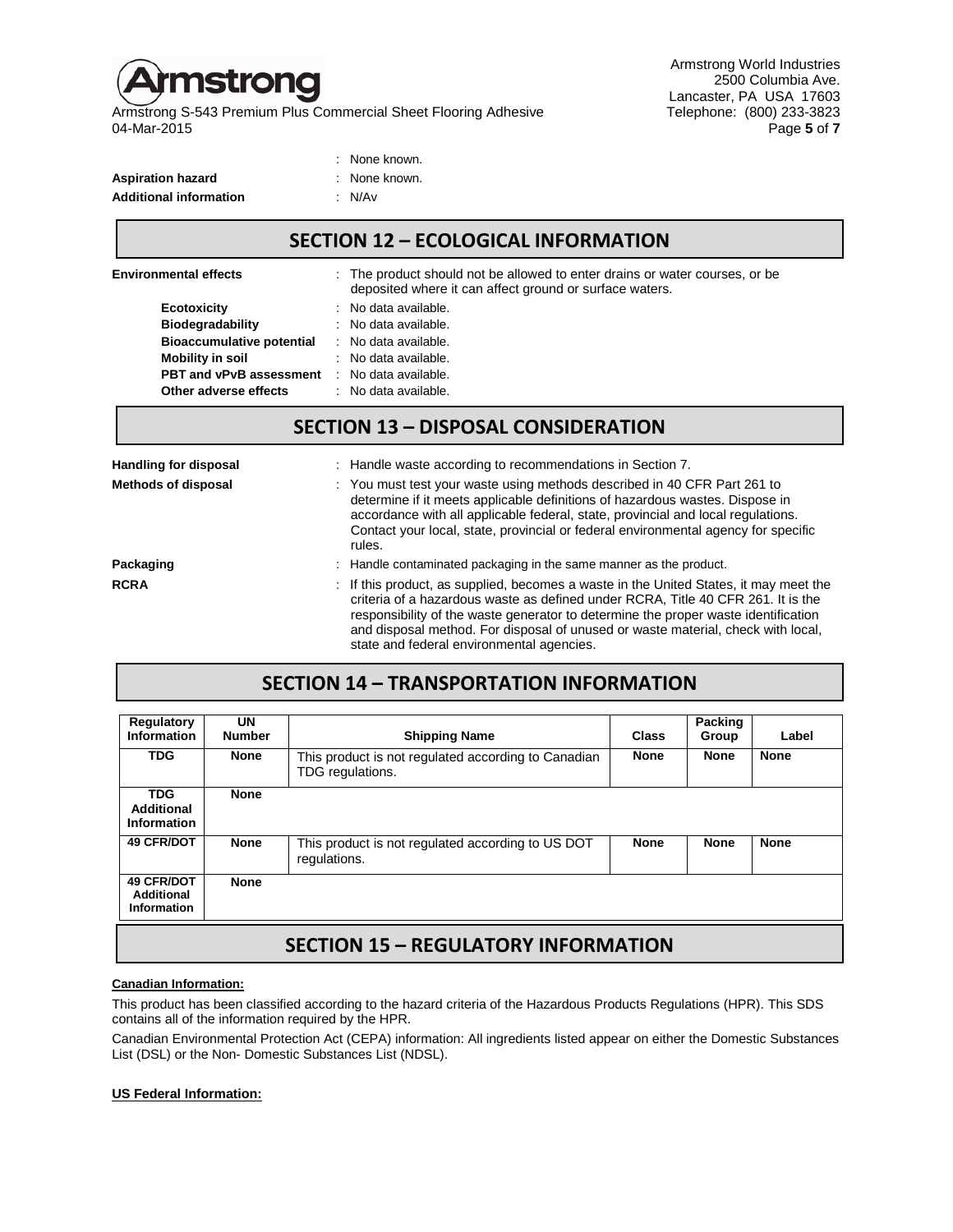: None known.

**Aspiration hazard** : None known.

**Additional information** : N/Av

## SECTION 12 – ECOLOGICAL INFORMATION

**Environmental effects** : The product should not be allowed to enter drains or water courses, or be deposited where it can affect ground or surface waters.

- **Ecotoxicity** : No data available.
- **Biodegradability** : No data available.
- **Bioaccumulative potential** : No data available.
- **Mobility in soil** : No data available.
- **PBT and vPvB assessment** : No data available.
- **Other adverse effects** : No data available.

## SECTION 13 – DISPOSAL CONSIDERATION

**Handling for disposal** : Handle waste according to recommendations in Section 7.

**Methods of disposal** : You must test your waste using methods described in 40 CFR Part 261 to determine if it meets applicable definitions of hazardous wastes. Dispose in accordance with all applicable federal, state, provincial and local regulations. Contact your local, state, provincial or federal environmental agency for specific rules.

**Packaging** : Handle contaminated packaging in the same manner as the product.

**RCRA** : If this product, as supplied, becomes a waste in the United States, it may meet the criteria of a hazardous waste as defined under RCRA, Title 40 CFR 261. It is the responsibility of the waste generator to determine the proper waste identification and disposal method. For disposal of unused or waste material, check with local, state and federal environmental agencies.

## SECTION 14 – TRANSPORTATION INFORMATION

| Regulatory Information | UN Number | Shipping Name | Class | Packing Group | Label |
|---|---|---|---|---|---|
| TDG | None | This product is not regulated according to Canadian TDG regulations. | None | None | None |
| TDG Additional Information | None | | | | |
| 49 CFR/DOT | None | This product is not regulated according to US DOT regulations. | None | None | None |
| 49 CFR/DOT Additional Information | None | | | | |

## SECTION 15 – REGULATORY INFORMATION

**Canadian Information:**

This product has been classified according to the hazard criteria of the Hazardous Products Regulations (HPR). This SDS contains all of the information required by the HPR.

Canadian Environmental Protection Act (CEPA) information: All ingredients listed appear on either the Domestic Substances List (DSL) or the Non- Domestic Substances List (NDSL).

**US Federal Information:**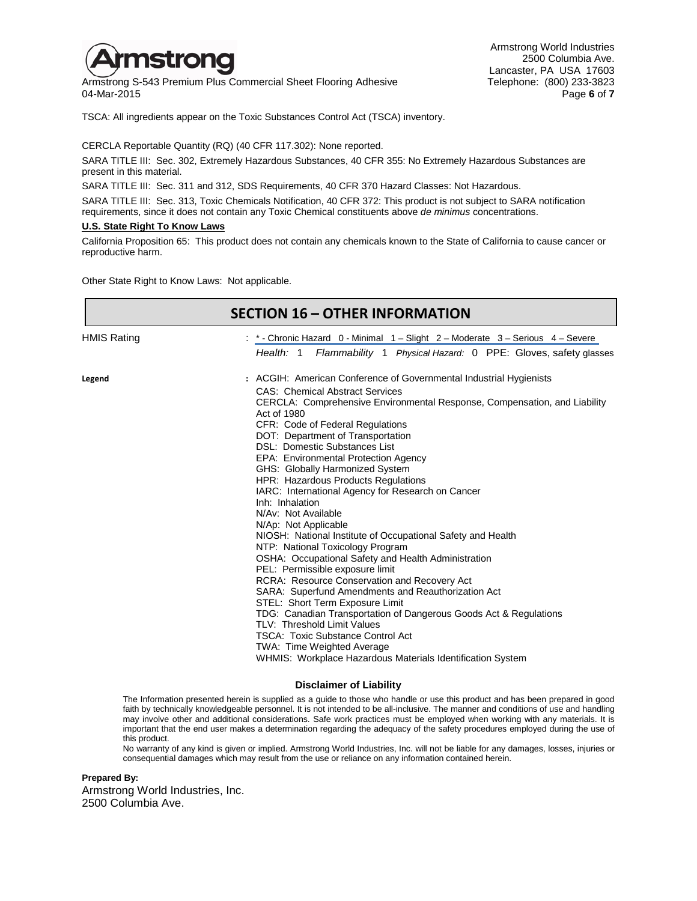TSCA: All ingredients appear on the Toxic Substances Control Act (TSCA) inventory.

CERCLA Reportable Quantity (RQ) (40 CFR 117.302): None reported.

SARA TITLE III: Sec. 302, Extremely Hazardous Substances, 40 CFR 355: No Extremely Hazardous Substances are present in this material.

SARA TITLE III: Sec. 311 and 312, SDS Requirements, 40 CFR 370 Hazard Classes: Not Hazardous.

SARA TITLE III: Sec. 313, Toxic Chemicals Notification, 40 CFR 372: This product is not subject to SARA notification requirements, since it does not contain any Toxic Chemical constituents above *de minimus* concentrations.

**U.S. State Right To Know Laws**

California Proposition 65: This product does not contain any chemicals known to the State of California to cause cancer or reproductive harm.

Other State Right to Know Laws: Not applicable.

## SECTION 16 – OTHER INFORMATION

HMIS Rating : * - Chronic Hazard 0 - Minimal 1 – Slight 2 – Moderate 3 – Serious 4 – Severe

*Health:* 1 *Flammability* 1 *Physical Hazard:* 0 PPE: Gloves, safety glasses

**Legend** :
- ACGIH: American Conference of Governmental Industrial Hygienists
- CAS: Chemical Abstract Services
- CERCLA: Comprehensive Environmental Response, Compensation, and Liability Act of 1980
- CFR: Code of Federal Regulations
- DOT: Department of Transportation
- DSL: Domestic Substances List
- EPA: Environmental Protection Agency
- GHS: Globally Harmonized System
- HPR: Hazardous Products Regulations
- IARC: International Agency for Research on Cancer
- Inh: Inhalation
- N/Av: Not Available
- N/Ap: Not Applicable
- NIOSH: National Institute of Occupational Safety and Health
- NTP: National Toxicology Program
- OSHA: Occupational Safety and Health Administration
- PEL: Permissible exposure limit
- RCRA: Resource Conservation and Recovery Act
- SARA: Superfund Amendments and Reauthorization Act
- STEL: Short Term Exposure Limit
- TDG: Canadian Transportation of Dangerous Goods Act & Regulations
- TLV: Threshold Limit Values
- TSCA: Toxic Substance Control Act
- TWA: Time Weighted Average
- WHMIS: Workplace Hazardous Materials Identification System

**Disclaimer of Liability**

The Information presented herein is supplied as a guide to those who handle or use this product and has been prepared in good faith by technically knowledgeable personnel. It is not intended to be all-inclusive. The manner and conditions of use and handling may involve other and additional considerations. Safe work practices must be employed when working with any materials. It is important that the end user makes a determination regarding the adequacy of the safety procedures employed during the use of this product.

No warranty of any kind is given or implied. Armstrong World Industries, Inc. will not be liable for any damages, losses, injuries or consequential damages which may result from the use or reliance on any information contained herein.

**Prepared By:**

Armstrong World Industries, Inc.
2500 Columbia Ave.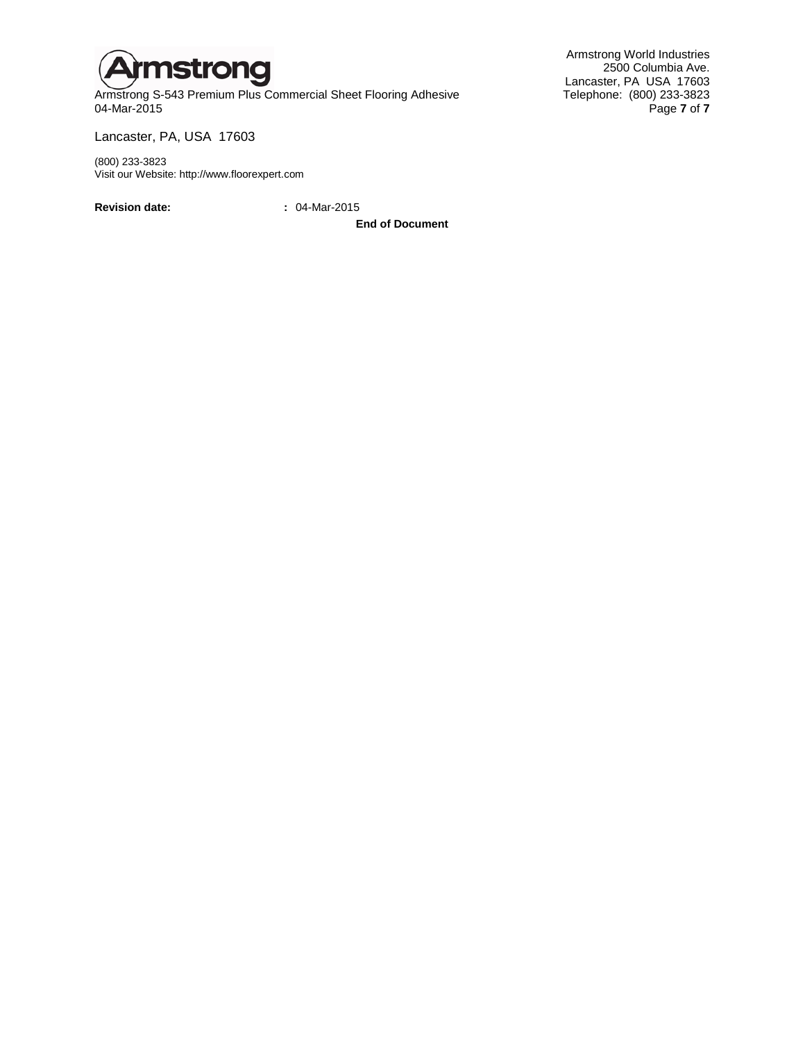Lancaster, PA, USA 17603

(800) 233-3823
Visit our Website: http://www.floorexpert.com

**Revision date:** : 04-Mar-2015

**End of Document**